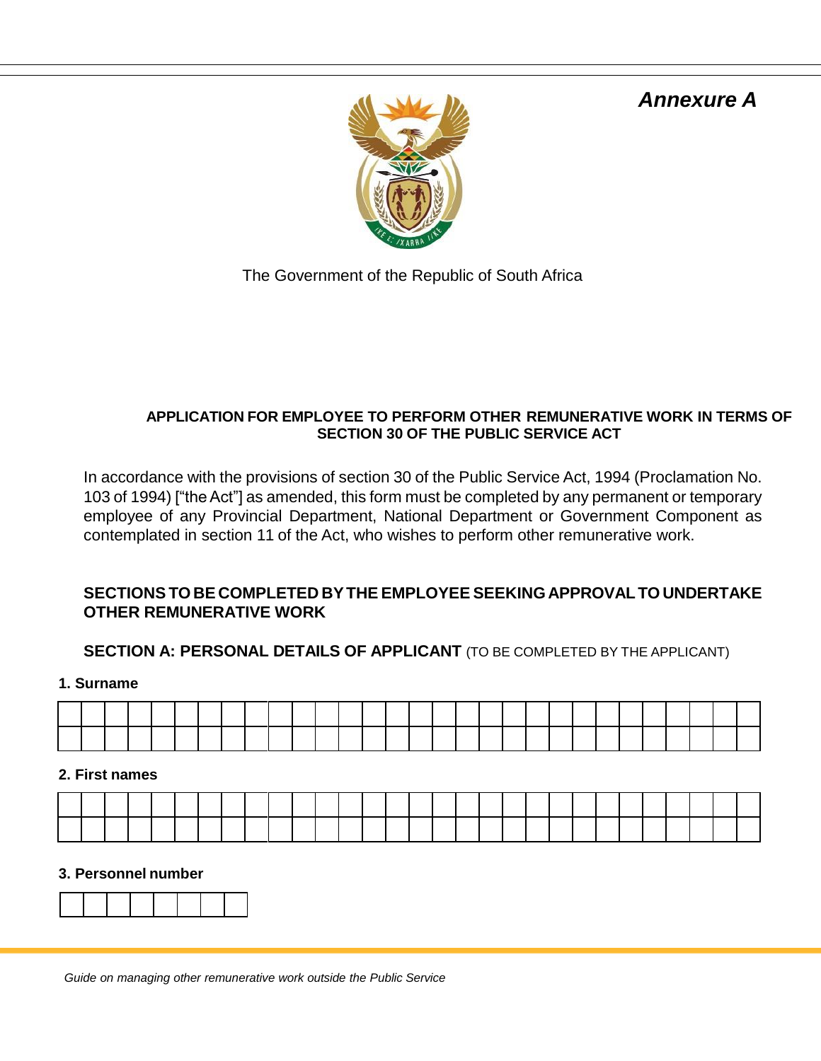***Annexure A***

The Government of the Republic of South Africa

**APPLICATION FOR EMPLOYEE TO PERFORM OTHER REMUNERATIVE WORK IN TERMS OF SECTION 30 OF THE PUBLIC SERVICE ACT**

In accordance with the provisions of section 30 of the Public Service Act, 1994 (Proclamation No. 103 of 1994) ["the Act"] as amended, this form must be completed by any permanent or temporary employee of any Provincial Department, National Department or Government Component as contemplated in section 11 of the Act, who wishes to perform other remunerative work.

**SECTIONS TO BE COMPLETED BY THE EMPLOYEE SEEKING APPROVAL TO UNDERTAKE OTHER REMUNERATIVE WORK**

**SECTION A: PERSONAL DETAILS OF APPLICANT** (TO BE COMPLETED BY THE APPLICANT)

**1. Surname**

| | | | | | | | | | | | | | | | | | | | | | | | | | | | | | |
|---|---|---|---|---|---|---|---|---|---|---|---|---|---|---|---|---|---|---|---|---|---|---|---|---|---|---|---|---|---|
| | | | | | | | | | | | | | | | | | | | | | | | | | | | | | |

**2. First names**

| | | | | | | | | | | | | | | | | | | | | | | | | | | | | | |
|---|---|---|---|---|---|---|---|---|---|---|---|---|---|---|---|---|---|---|---|---|---|---|---|---|---|---|---|---|---|
| | | | | | | | | | | | | | | | | | | | | | | | | | | | | | |

**3. Personnel number**

| | | | | | | | |
|---|---|---|---|---|---|---|---|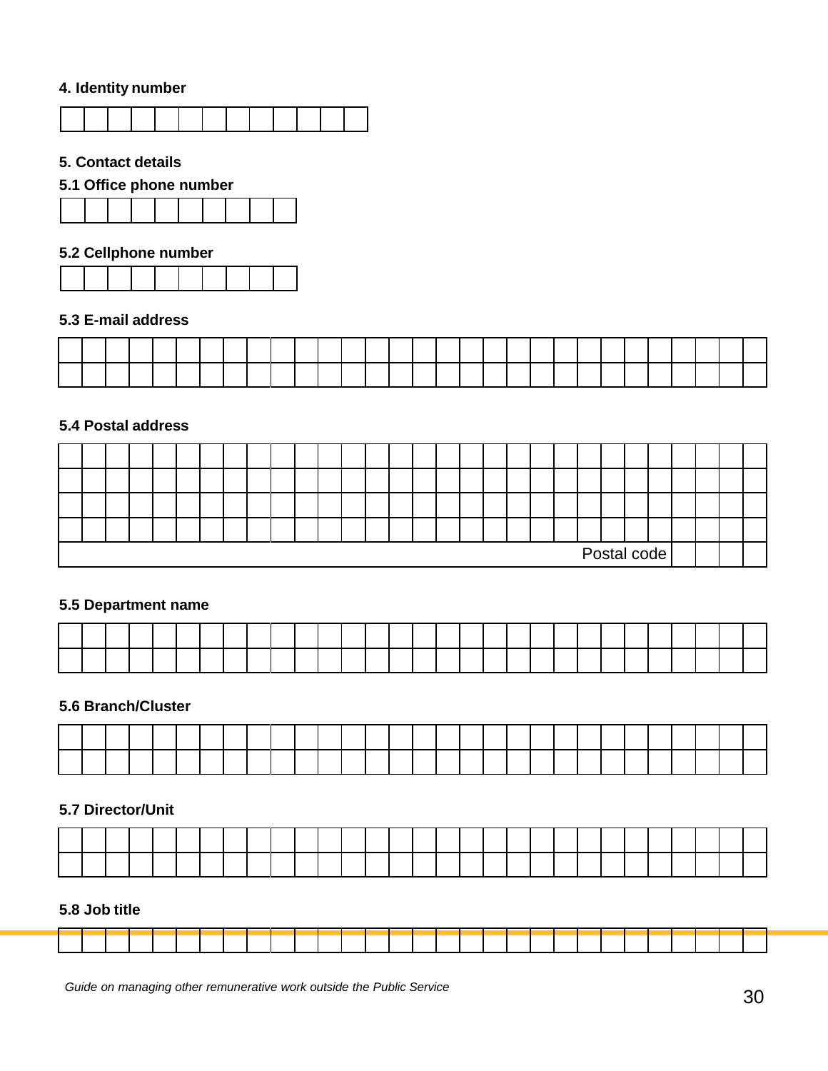**4. Identity number**

| | | | | | | | | | | | | |
|---|---|---|---|---|---|---|---|---|---|---|---|---|
| | | | | | | | | | | | | |

**5. Contact details**

**5.1 Office phone number**

| | | | | | | | | | |
|---|---|---|---|---|---|---|---|---|---|
| | | | | | | | | | |

**5.2 Cellphone number**

| | | | | | | | | | |
|---|---|---|---|---|---|---|---|---|---|
| | | | | | | | | | |

**5.3 E-mail address**

| | | | | | | | | | | | | | | | | | | | | | | | | | | | | | |
|---|---|---|---|---|---|---|---|---|---|---|---|---|---|---|---|---|---|---|---|---|---|---|---|---|---|---|---|---|---|
| | | | | | | | | | | | | | | | | | | | | | | | | | | | | | |
| | | | | | | | | | | | | | | | | | | | | | | | | | | | | | |

**5.4 Postal address**

| | | | | | | | | | | | | | | | | | | | | | | | | | | | | | |
|---|---|---|---|---|---|---|---|---|---|---|---|---|---|---|---|---|---|---|---|---|---|---|---|---|---|---|---|---|---|
| | | | | | | | | | | | | | | | | | | | | | | | | | | | | | |
| | | | | | | | | | | | | | | | | | | | | | | | | | | | | | |
| | | | | | | | | | | | | | | | | | | | | | | | | | | | | | |
| | | | | | | | | | | | | | | | | | | | | | | | | | | | | | |
| | | | | | | | | | | | | | | | | | | | | | | | | | Postal code | | | | |

**5.5 Department name**

| | | | | | | | | | | | | | | | | | | | | | | | | | | | | | |
|---|---|---|---|---|---|---|---|---|---|---|---|---|---|---|---|---|---|---|---|---|---|---|---|---|---|---|---|---|---|
| | | | | | | | | | | | | | | | | | | | | | | | | | | | | | |
| | | | | | | | | | | | | | | | | | | | | | | | | | | | | | |

**5.6 Branch/Cluster**

| | | | | | | | | | | | | | | | | | | | | | | | | | | | | | |
|---|---|---|---|---|---|---|---|---|---|---|---|---|---|---|---|---|---|---|---|---|---|---|---|---|---|---|---|---|---|
| | | | | | | | | | | | | | | | | | | | | | | | | | | | | | |
| | | | | | | | | | | | | | | | | | | | | | | | | | | | | | |

**5.7 Director/Unit**

| | | | | | | | | | | | | | | | | | | | | | | | | | | | | | |
|---|---|---|---|---|---|---|---|---|---|---|---|---|---|---|---|---|---|---|---|---|---|---|---|---|---|---|---|---|---|
| | | | | | | | | | | | | | | | | | | | | | | | | | | | | | |
| | | | | | | | | | | | | | | | | | | | | | | | | | | | | | |

**5.8 Job title**

| | | | | | | | | | | | | | | | | | | | | | | | | | | | | | |
|---|---|---|---|---|---|---|---|---|---|---|---|---|---|---|---|---|---|---|---|---|---|---|---|---|---|---|---|---|---|
| | | | | | | | | | | | | | | | | | | | | | | | | | | | | | |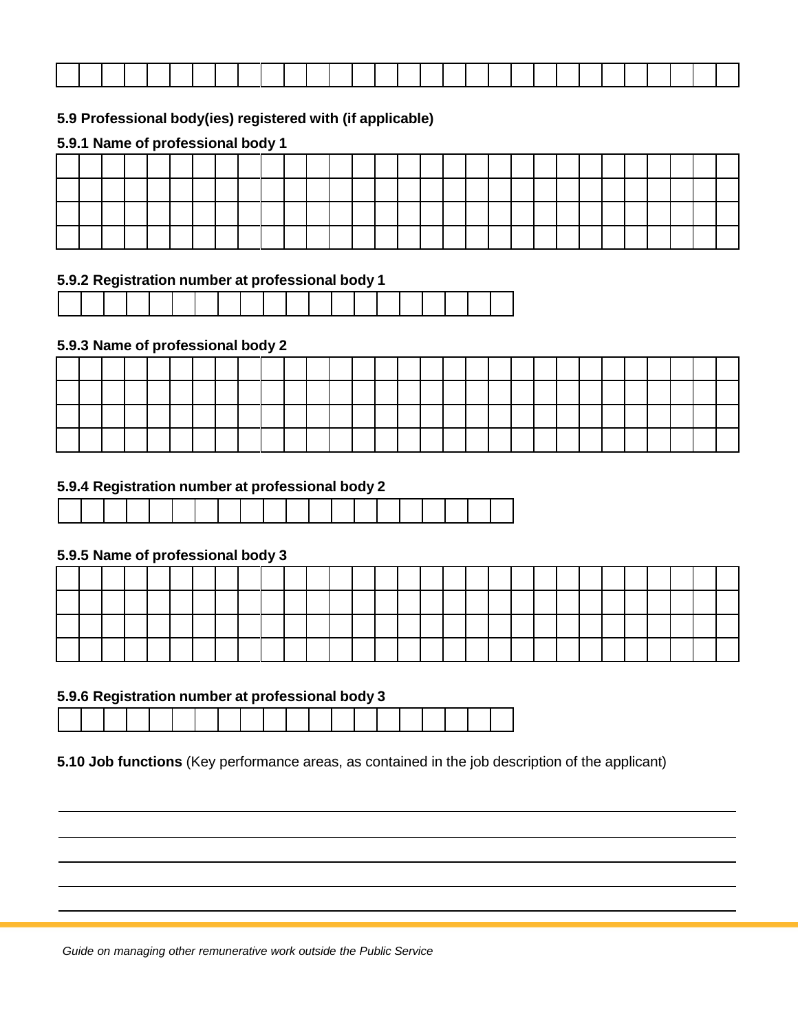**5.9 Professional body(ies) registered with (if applicable)**

**5.9.1 Name of professional body 1**

**5.9.2 Registration number at professional body 1**

**5.9.3 Name of professional body 2**

**5.9.4 Registration number at professional body 2**

**5.9.5 Name of professional body 3**

**5.9.6 Registration number at professional body 3**

**5.10 Job functions** (Key performance areas, as contained in the job description of the applicant)

_______________________________________________________________________________

_______________________________________________________________________________

_______________________________________________________________________________

_______________________________________________________________________________

_______________________________________________________________________________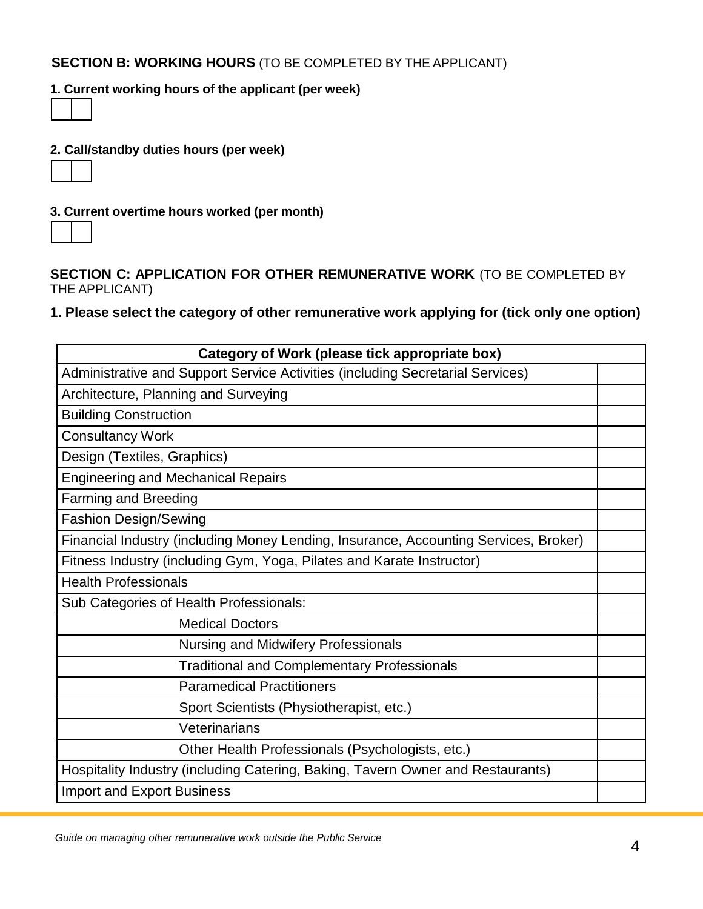**SECTION B: WORKING HOURS** (TO BE COMPLETED BY THE APPLICANT)

**1. Current working hours of the applicant (per week)**

| | |
|---|---|
| | |

**2. Call/standby duties hours (per week)**

| | |
|---|---|
| | |

**3. Current overtime hours worked (per month)**

| | |
|---|---|
| | |

**SECTION C: APPLICATION FOR OTHER REMUNERATIVE WORK** (TO BE COMPLETED BY THE APPLICANT)

**1. Please select the category of other remunerative work applying for (tick only one option)**

| **Category of Work (please tick appropriate box)** | |
|---|---|
| Administrative and Support Service Activities (including Secretarial Services) | |
| Architecture, Planning and Surveying | |
| Building Construction | |
| Consultancy Work | |
| Design (Textiles, Graphics) | |
| Engineering and Mechanical Repairs | |
| Farming and Breeding | |
| Fashion Design/Sewing | |
| Financial Industry (including Money Lending, Insurance, Accounting Services, Broker) | |
| Fitness Industry (including Gym, Yoga, Pilates and Karate Instructor) | |
| Health Professionals | |
| Sub Categories of Health Professionals: | |
| Medical Doctors | |
| Nursing and Midwifery Professionals | |
| Traditional and Complementary Professionals | |
| Paramedical Practitioners | |
| Sport Scientists (Physiotherapist, etc.) | |
| Veterinarians | |
| Other Health Professionals (Psychologists, etc.) | |
| Hospitality Industry (including Catering, Baking, Tavern Owner and Restaurants) | |
| Import and Export Business | |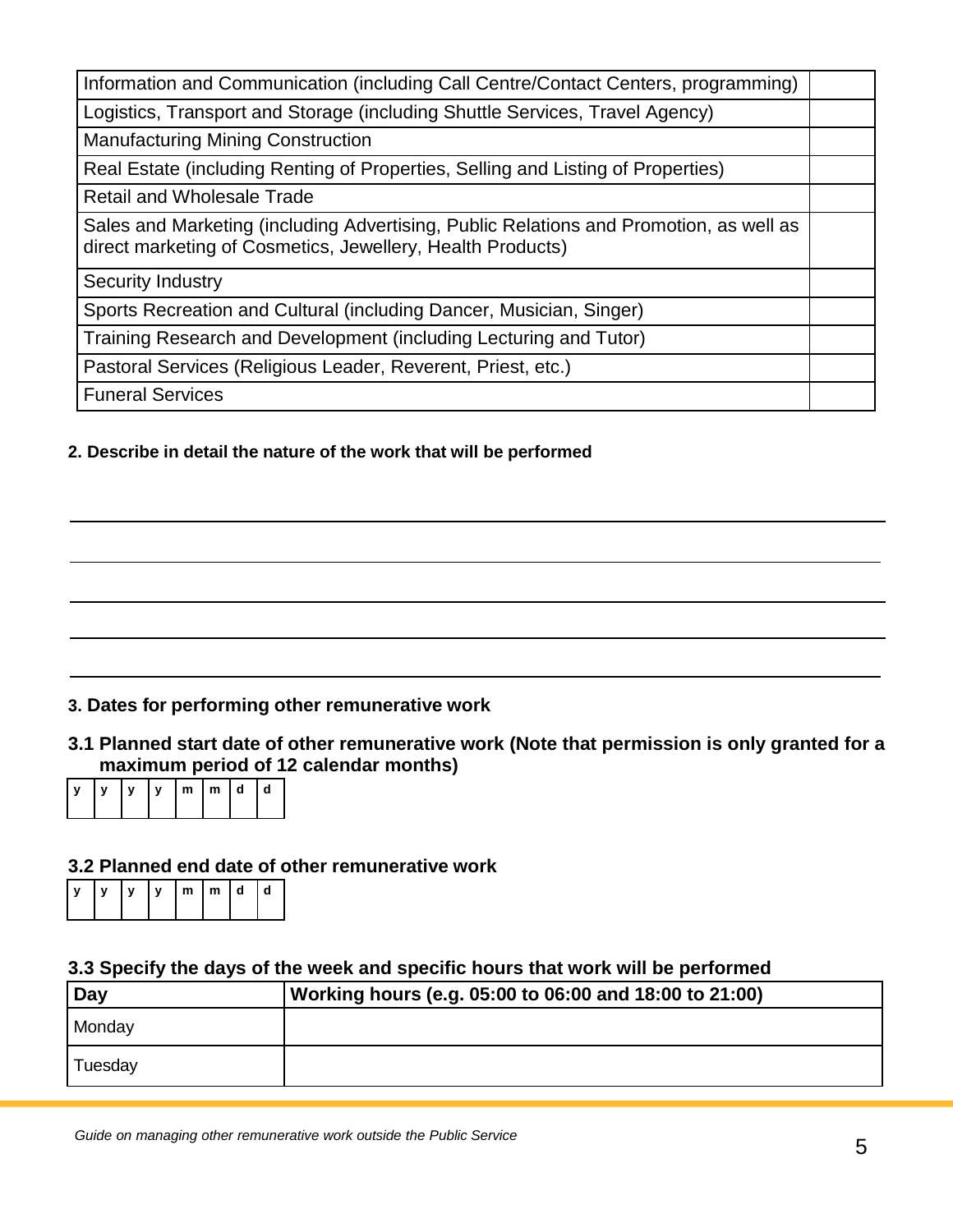| | |
|---|---|
| Information and Communication (including Call Centre/Contact Centers, programming) | |
| Logistics, Transport and Storage (including Shuttle Services, Travel Agency) | |
| Manufacturing Mining Construction | |
| Real Estate (including Renting of Properties, Selling and Listing of Properties) | |
| Retail and Wholesale Trade | |
| Sales and Marketing (including Advertising, Public Relations and Promotion, as well as direct marketing of Cosmetics, Jewellery, Health Products) | |
| Security Industry | |
| Sports Recreation and Cultural (including Dancer, Musician, Singer) | |
| Training Research and Development (including Lecturing and Tutor) | |
| Pastoral Services (Religious Leader, Reverent, Priest, etc.) | |
| Funeral Services | |

**2. Describe in detail the nature of the work that will be performed**

\_\_\_\_\_\_\_\_\_\_\_\_\_\_\_\_\_\_\_\_\_\_\_\_\_\_\_\_\_\_\_\_\_\_\_\_\_\_\_\_\_\_\_\_\_\_\_\_\_\_\_\_\_\_\_\_\_\_\_\_\_\_\_\_\_\_

\_\_\_\_\_\_\_\_\_\_\_\_\_\_\_\_\_\_\_\_\_\_\_\_\_\_\_\_\_\_\_\_\_\_\_\_\_\_\_\_\_\_\_\_\_\_\_\_\_\_\_\_\_\_\_\_\_\_\_\_\_\_\_\_\_\_

\_\_\_\_\_\_\_\_\_\_\_\_\_\_\_\_\_\_\_\_\_\_\_\_\_\_\_\_\_\_\_\_\_\_\_\_\_\_\_\_\_\_\_\_\_\_\_\_\_\_\_\_\_\_\_\_\_\_\_\_\_\_\_\_\_\_

\_\_\_\_\_\_\_\_\_\_\_\_\_\_\_\_\_\_\_\_\_\_\_\_\_\_\_\_\_\_\_\_\_\_\_\_\_\_\_\_\_\_\_\_\_\_\_\_\_\_\_\_\_\_\_\_\_\_\_\_\_\_\_\_\_\_

\_\_\_\_\_\_\_\_\_\_\_\_\_\_\_\_\_\_\_\_\_\_\_\_\_\_\_\_\_\_\_\_\_\_\_\_\_\_\_\_\_\_\_\_\_\_\_\_\_\_\_\_\_\_\_\_\_\_\_\_\_\_\_\_\_\_

## 3. Dates for performing other remunerative work

### 3.1 Planned start date of other remunerative work (Note that permission is only granted for a maximum period of 12 calendar months)

| y | y | y | y | m | m | d | d |
|---|---|---|---|---|---|---|---|
| | | | | | | | |

### 3.2 Planned end date of other remunerative work

| y | y | y | y | m | m | d | d |
|---|---|---|---|---|---|---|---|
| | | | | | | | |

### 3.3 Specify the days of the week and specific hours that work will be performed

| Day | Working hours (e.g. 05:00 to 06:00 and 18:00 to 21:00) |
|---|---|
| Monday | |
| Tuesday | |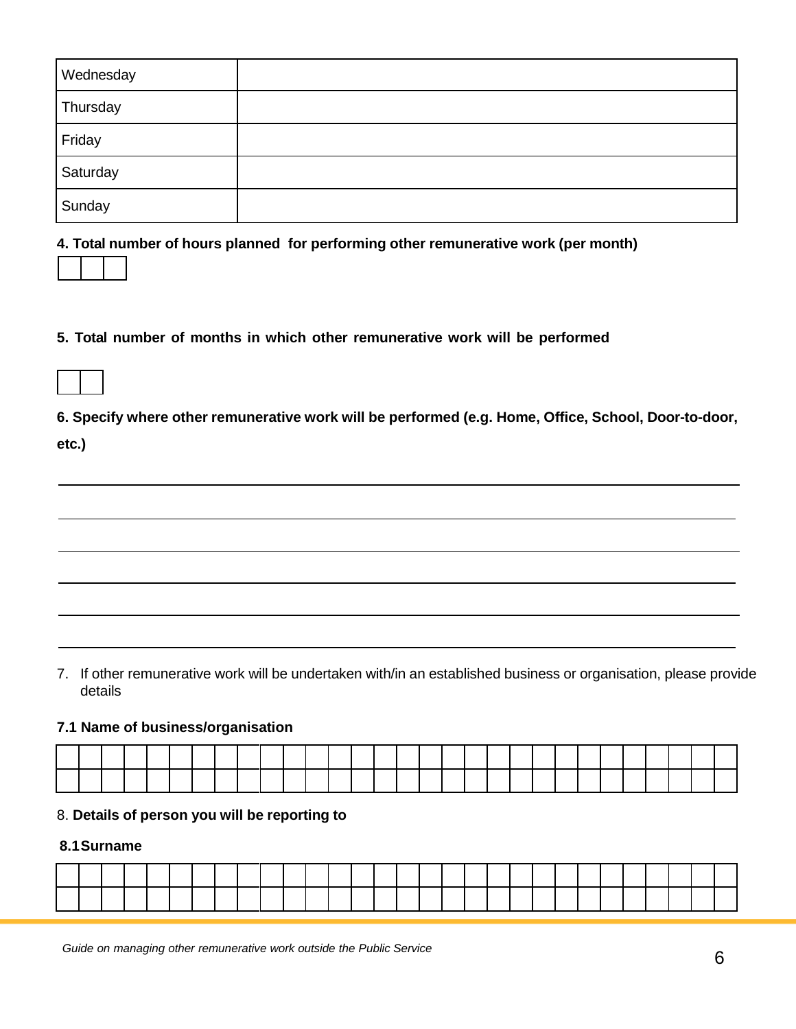| Wednesday | |
|---|---|
| Thursday | |
| Friday | |
| Saturday | |
| Sunday | |

**4. Total number of hours planned for performing other remunerative work (per month)**

| | | |
|---|---|---|
| | | |

**5. Total number of months in which other remunerative work will be performed**

| | |
|---|---|
| | |

**6. Specify where other remunerative work will be performed (e.g. Home, Office, School, Door-to-door, etc.)**

______________________________________________________________________

______________________________________________________________________

______________________________________________________________________

______________________________________________________________________

______________________________________________________________________

______________________________________________________________________

7. If other remunerative work will be undertaken with/in an established business or organisation, please provide details

**7.1 Name of business/organisation**

| | | | | | | | | | | | | | | | | | | | | | | | | | | | | | |
|---|---|---|---|---|---|---|---|---|---|---|---|---|---|---|---|---|---|---|---|---|---|---|---|---|---|---|---|---|---|
| | | | | | | | | | | | | | | | | | | | | | | | | | | | | | |
| | | | | | | | | | | | | | | | | | | | | | | | | | | | | | |

8. **Details of person you will be reporting to**

**8.1 Surname**

| | | | | | | | | | | | | | | | | | | | | | | | | | | | | | |
|---|---|---|---|---|---|---|---|---|---|---|---|---|---|---|---|---|---|---|---|---|---|---|---|---|---|---|---|---|---|
| | | | | | | | | | | | | | | | | | | | | | | | | | | | | | |
| | | | | | | | | | | | | | | | | | | | | | | | | | | | | | |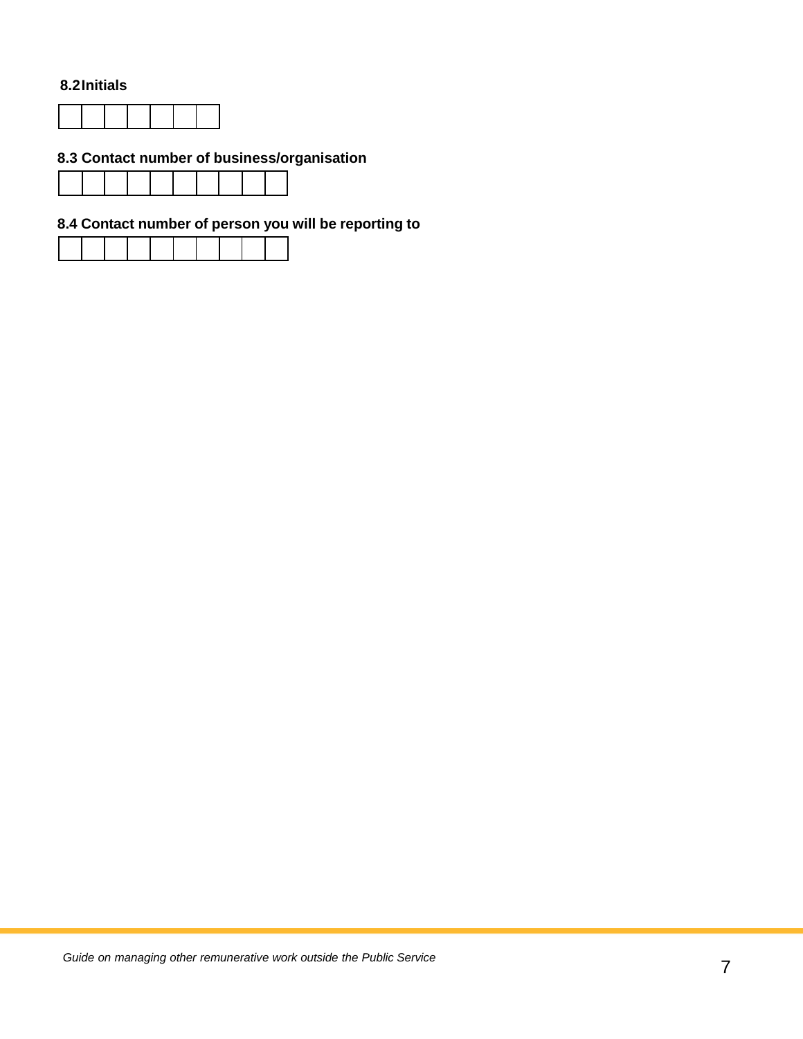**8.2 Initials**

| | | | | | | |
|---|---|---|---|---|---|---|
| | | | | | | |

**8.3 Contact number of business/organisation**

| | | | | | | | | | |
|---|---|---|---|---|---|---|---|---|---|
| | | | | | | | | | |

**8.4 Contact number of person you will be reporting to**

| | | | | | | | | | |
|---|---|---|---|---|---|---|---|---|---|
| | | | | | | | | | |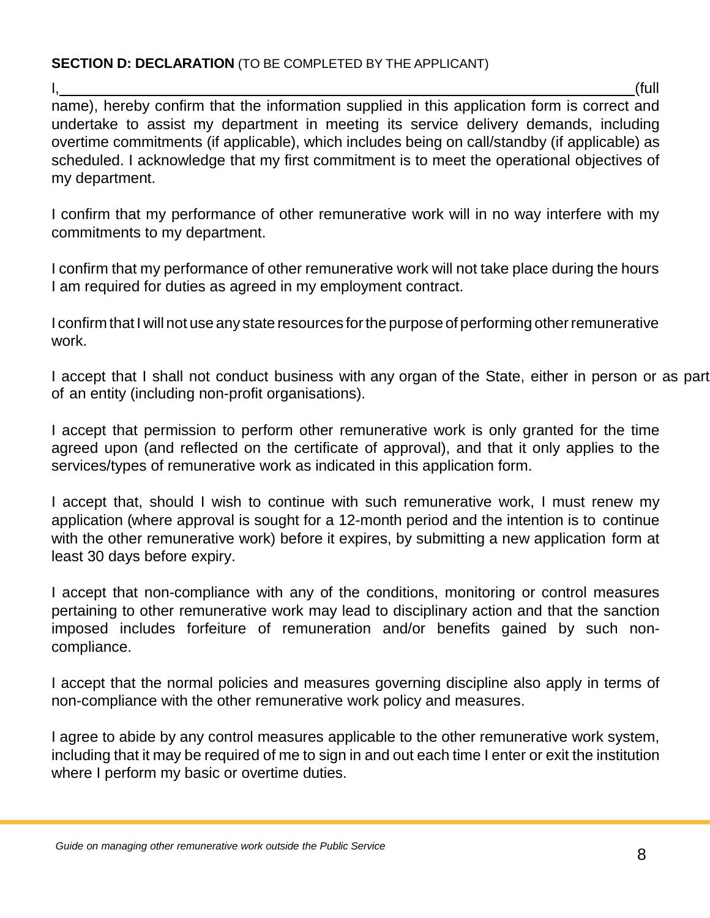**SECTION D: DECLARATION** (TO BE COMPLETED BY THE APPLICANT)

I,\_\_\_\_\_\_\_\_\_\_\_\_\_\_\_\_\_\_\_\_\_\_\_\_\_\_\_\_\_\_\_\_\_\_\_\_\_\_\_\_\_\_\_\_\_\_\_\_\_\_\_\_\_\_\_\_\_\_\_\_\_\_(full name), hereby confirm that the information supplied in this application form is correct and undertake to assist my department in meeting its service delivery demands, including overtime commitments (if applicable), which includes being on call/standby (if applicable) as scheduled. I acknowledge that my first commitment is to meet the operational objectives of my department.

I confirm that my performance of other remunerative work will in no way interfere with my commitments to my department.

I confirm that my performance of other remunerative work will not take place during the hours I am required for duties as agreed in my employment contract.

I confirm that I will not use any state resources for the purpose of performing other remunerative work.

I accept that I shall not conduct business with any organ of the State, either in person or as part of an entity (including non-profit organisations).

I accept that permission to perform other remunerative work is only granted for the time agreed upon (and reflected on the certificate of approval), and that it only applies to the services/types of remunerative work as indicated in this application form.

I accept that, should I wish to continue with such remunerative work, I must renew my application (where approval is sought for a 12-month period and the intention is to continue with the other remunerative work) before it expires, by submitting a new application form at least 30 days before expiry.

I accept that non-compliance with any of the conditions, monitoring or control measures pertaining to other remunerative work may lead to disciplinary action and that the sanction imposed includes forfeiture of remuneration and/or benefits gained by such non-compliance.

I accept that the normal policies and measures governing discipline also apply in terms of non-compliance with the other remunerative work policy and measures.

I agree to abide by any control measures applicable to the other remunerative work system, including that it may be required of me to sign in and out each time I enter or exit the institution where I perform my basic or overtime duties.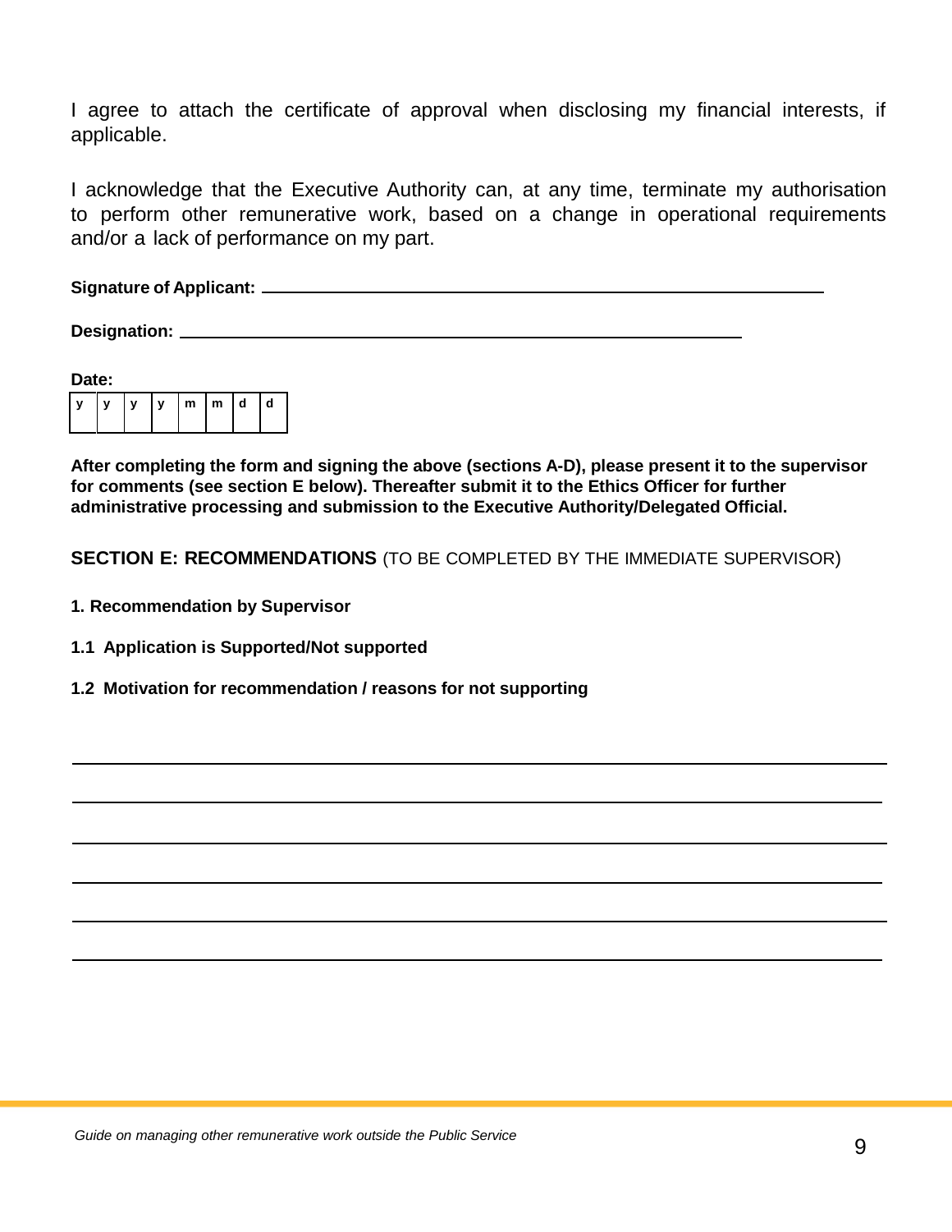I agree to attach the certificate of approval when disclosing my financial interests, if applicable.

I acknowledge that the Executive Authority can, at any time, terminate my authorisation to perform other remunerative work, based on a change in operational requirements and/or a lack of performance on my part.

**Signature of Applicant:** ______________________________________________

**Designation:** ______________________________________________

**Date:**

| y | y | y | y | m | m | d | d |
|---|---|---|---|---|---|---|---|
| | | | | | | | |

**After completing the form and signing the above (sections A-D), please present it to the supervisor for comments (see section E below). Thereafter submit it to the Ethics Officer for further administrative processing and submission to the Executive Authority/Delegated Official.**

## SECTION E: RECOMMENDATIONS (TO BE COMPLETED BY THE IMMEDIATE SUPERVISOR)

**1. Recommendation by Supervisor**

**1.1 Application is Supported/Not supported**

**1.2 Motivation for recommendation / reasons for not supporting**

______________________________________________________________________

______________________________________________________________________

______________________________________________________________________

______________________________________________________________________

______________________________________________________________________

______________________________________________________________________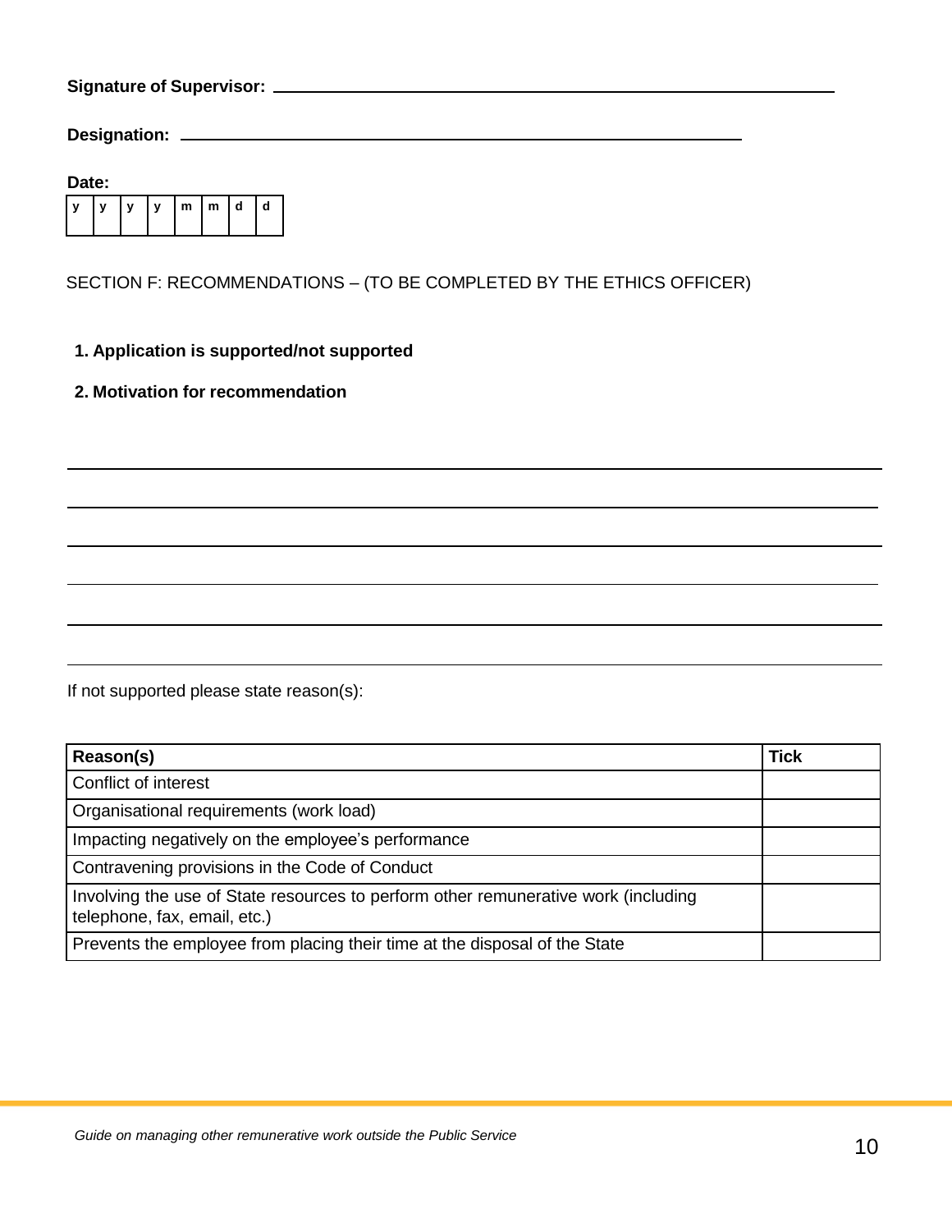**Signature of Supervisor:** ________________________________________________

**Designation:** ________________________________________________

**Date:**

| y | y | y | y | m | m | d | d |
|---|---|---|---|---|---|---|---|
| | | | | | | | |

SECTION F: RECOMMENDATIONS – (TO BE COMPLETED BY THE ETHICS OFFICER)

**1. Application is supported/not supported**

**2. Motivation for recommendation**

______________________________________________________________________________

______________________________________________________________________________

______________________________________________________________________________

______________________________________________________________________________

______________________________________________________________________________

______________________________________________________________________________

If not supported please state reason(s):

| Reason(s) | Tick |
|---|---|
| Conflict of interest | |
| Organisational requirements (work load) | |
| Impacting negatively on the employee's performance | |
| Contravening provisions in the Code of Conduct | |
| Involving the use of State resources to perform other remunerative work (including telephone, fax, email, etc.) | |
| Prevents the employee from placing their time at the disposal of the State | |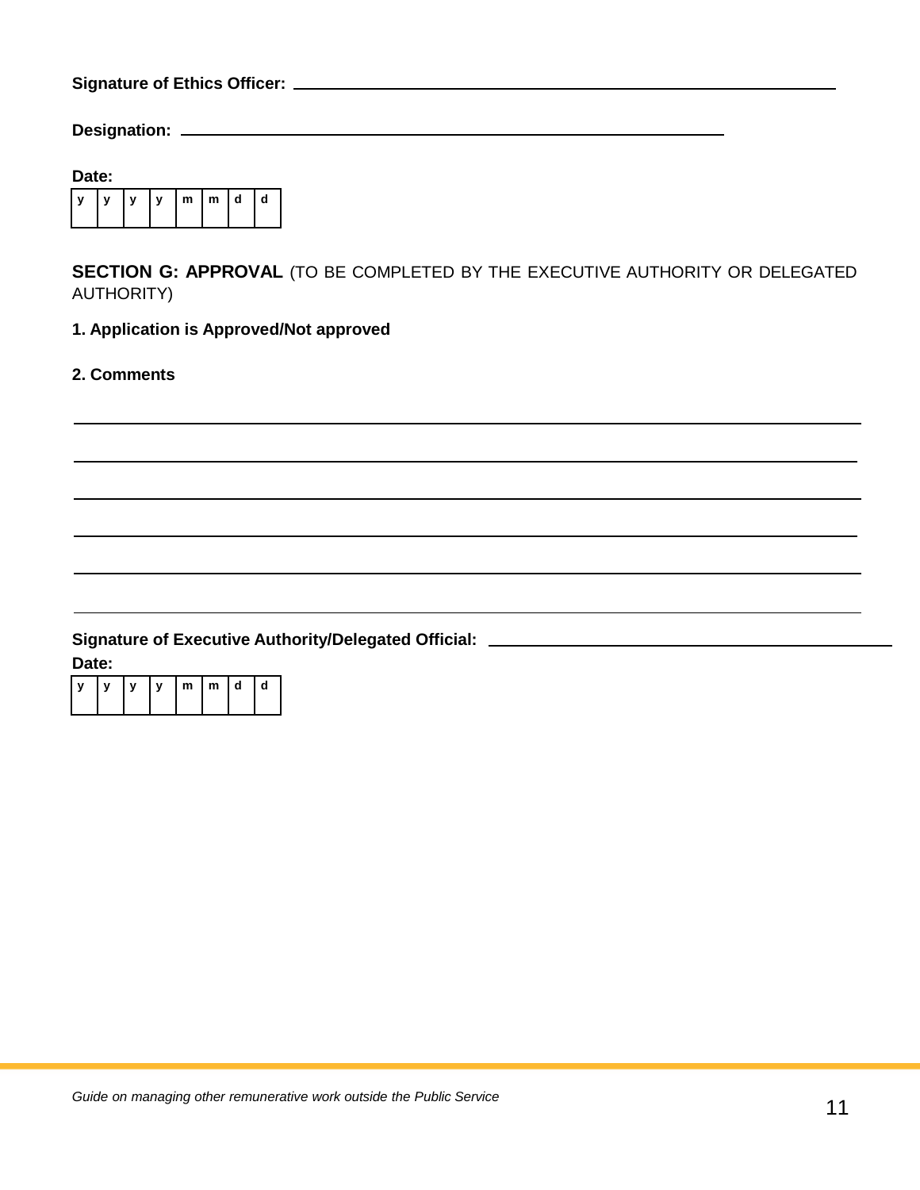**Signature of Ethics Officer:** ____________________________________________

**Designation:** ____________________________________________

**Date:**

| y | y | y | y | m | m | d | d |
|---|---|---|---|---|---|---|---|

**SECTION G: APPROVAL** (TO BE COMPLETED BY THE EXECUTIVE AUTHORITY OR DELEGATED AUTHORITY)

**1. Application is Approved/Not approved**

**2. Comments**

____________________________________________

____________________________________________

____________________________________________

____________________________________________

____________________________________________

____________________________________________

**Signature of Executive Authority/Delegated Official:** ____________________________________________

**Date:**

| y | y | y | y | m | m | d | d |
|---|---|---|---|---|---|---|---|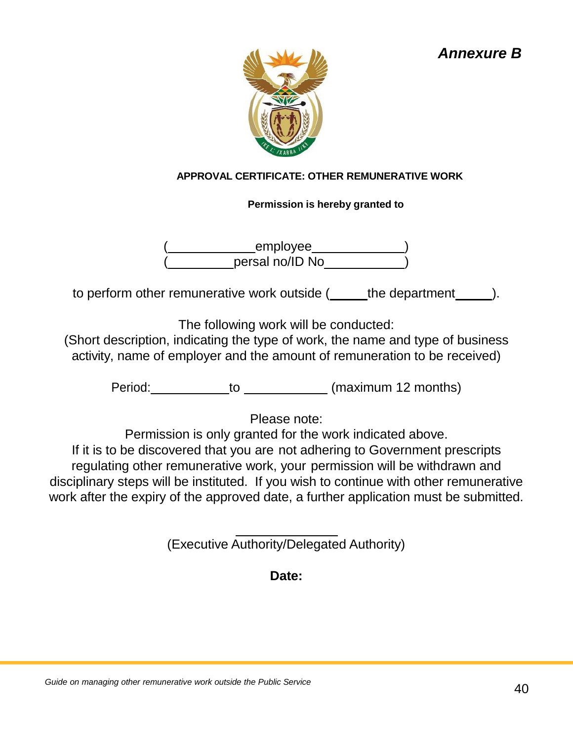***Annexure B***

**APPROVAL CERTIFICATE: OTHER REMUNERATIVE WORK**

**Permission is hereby granted to**

(____________employee_____________)
(_________persal no/ID No___________)

to perform other remunerative work outside (_____the department_____).

The following work will be conducted:
(Short description, indicating the type of work, the name and type of business activity, name of employer and the amount of remuneration to be received)

Period:___________to ___________ (maximum 12 months)

Please note:
Permission is only granted for the work indicated above.
If it is to be discovered that you are not adhering to Government prescripts regulating other remunerative work, your permission will be withdrawn and disciplinary steps will be instituted. If you wish to continue with other remunerative work after the expiry of the approved date, a further application must be submitted.

______________
(Executive Authority/Delegated Authority)

**Date:**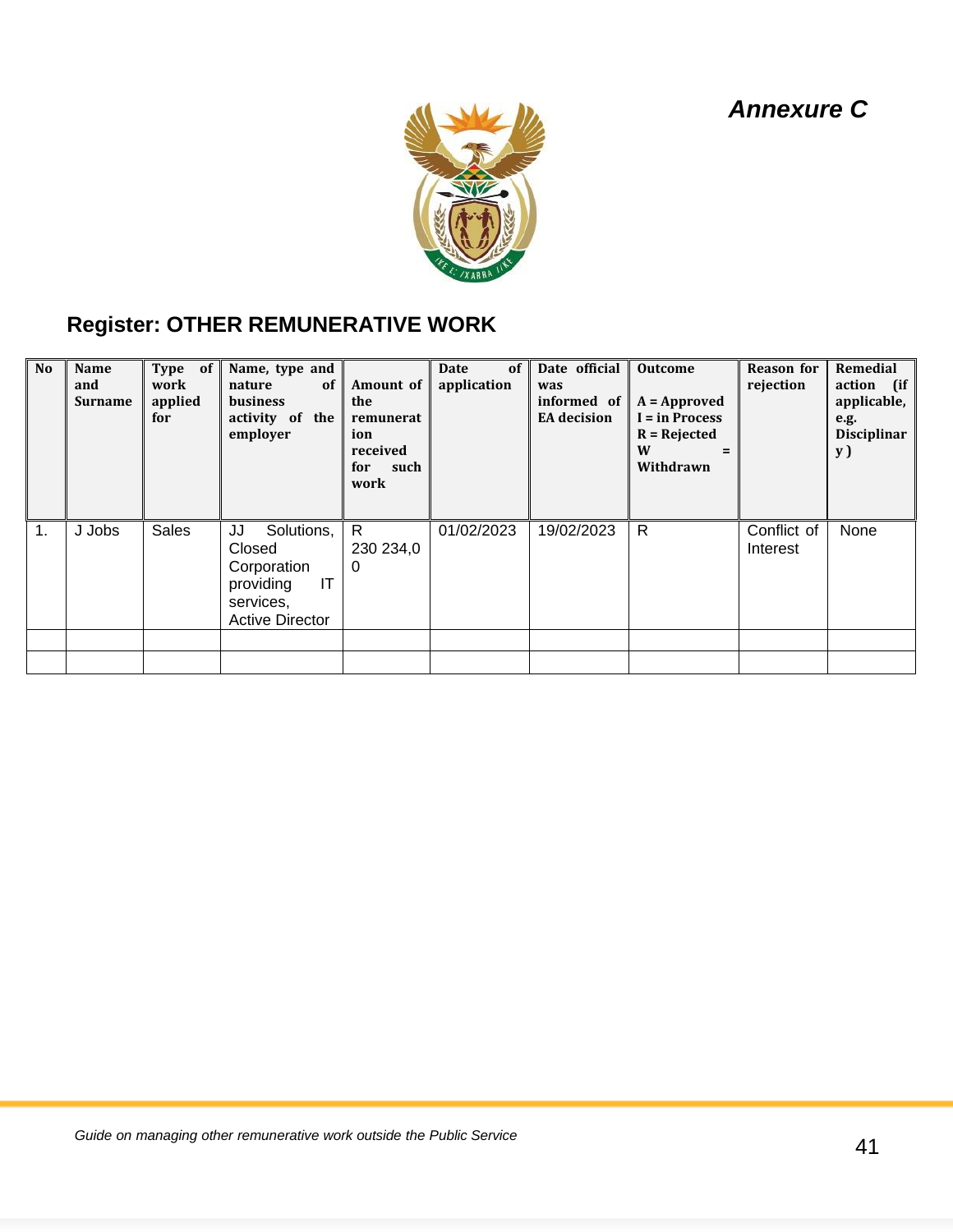*Annexure C*

## Register: OTHER REMUNERATIVE WORK

| No | Name and Surname | Type of work applied for | Name, type and nature of business activity of the employer | Amount of the remuneration received for such work | Date of application | Date official was informed of EA decision | Outcome<br>A = Approved<br>I = in Process<br>R = Rejected<br>W = Withdrawn | Reason for rejection | Remedial action (if applicable, e.g. Disciplinary) |
|---|---|---|---|---|---|---|---|---|---|
| 1. | J Jobs | Sales | JJ Solutions, Closed Corporation providing IT services, Active Director | R 230 234,00 | 01/02/2023 | 19/02/2023 | R | Conflict of Interest | None |
| | | | | | | | | | |
| | | | | | | | | | |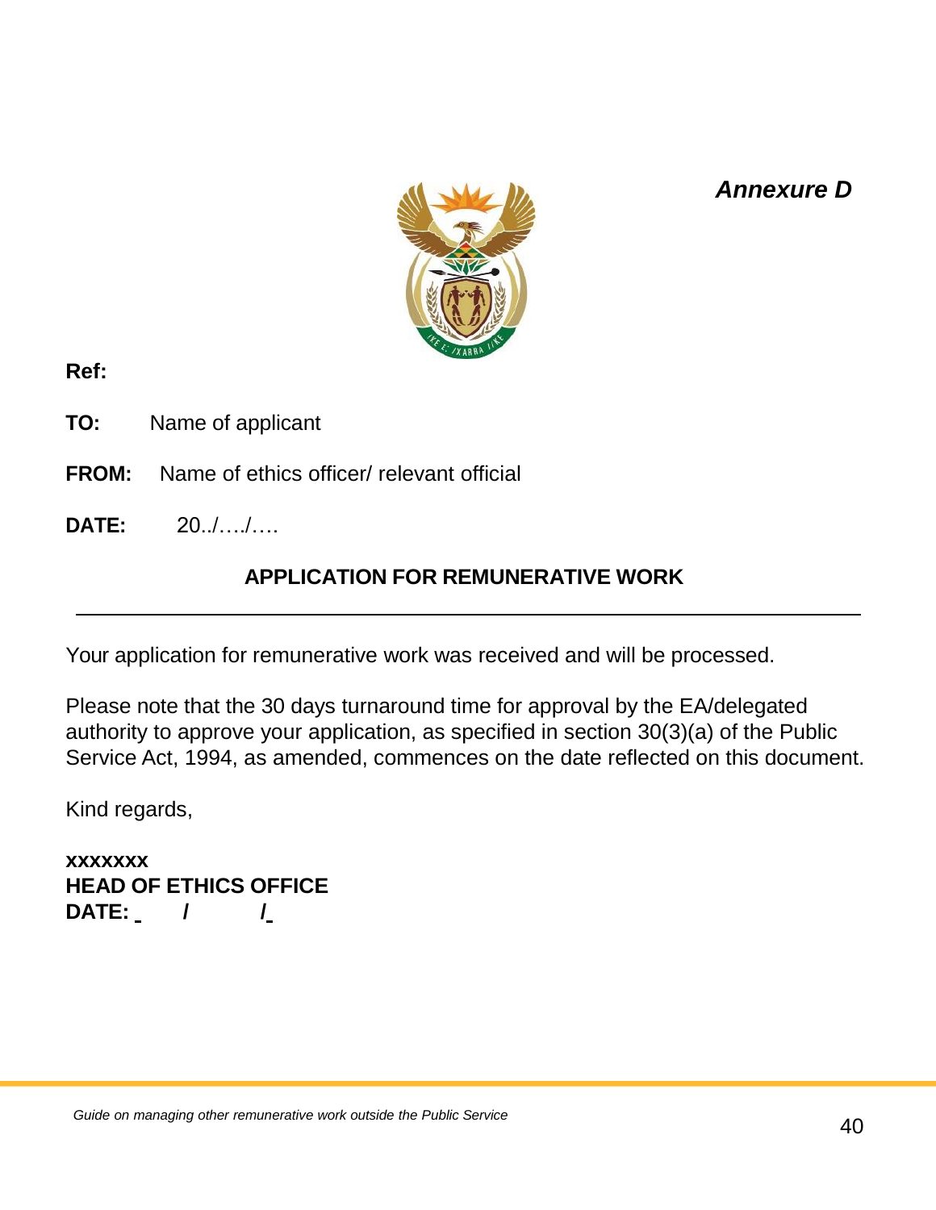***Annexure D***

**Ref:**

**TO:** Name of applicant

**FROM:** Name of ethics officer/ relevant official

**DATE:** 20../…./….

## APPLICATION FOR REMUNERATIVE WORK

---

Your application for remunerative work was received and will be processed.

Please note that the 30 days turnaround time for approval by the EA/delegated authority to approve your application, as specified in section 30(3)(a) of the Public Service Act, 1994, as amended, commences on the date reflected on this document.

Kind regards,

**xxxxxxx**
**HEAD OF ETHICS OFFICE**
**DATE: _ / /_**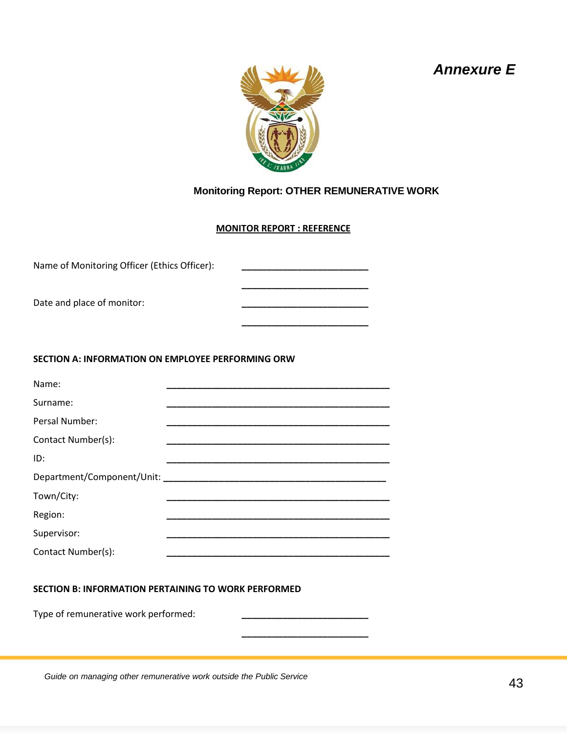*Annexure E*

**Monitoring Report: OTHER REMUNERATIVE WORK**

**MONITOR REPORT : REFERENCE**

Name of Monitoring Officer (Ethics Officer): ________________________

________________________

Date and place of monitor: ________________________

________________________

**SECTION A: INFORMATION ON EMPLOYEE PERFORMING ORW**

Name: ___________________________________________

Surname: ___________________________________________

Persal Number: ___________________________________________

Contact Number(s): ___________________________________________

ID: ___________________________________________

Department/Component/Unit: ___________________________________________

Town/City: ___________________________________________

Region: ___________________________________________

Supervisor: ___________________________________________

Contact Number(s): ___________________________________________

**SECTION B: INFORMATION PERTAINING TO WORK PERFORMED**

Type of remunerative work performed: ________________________

________________________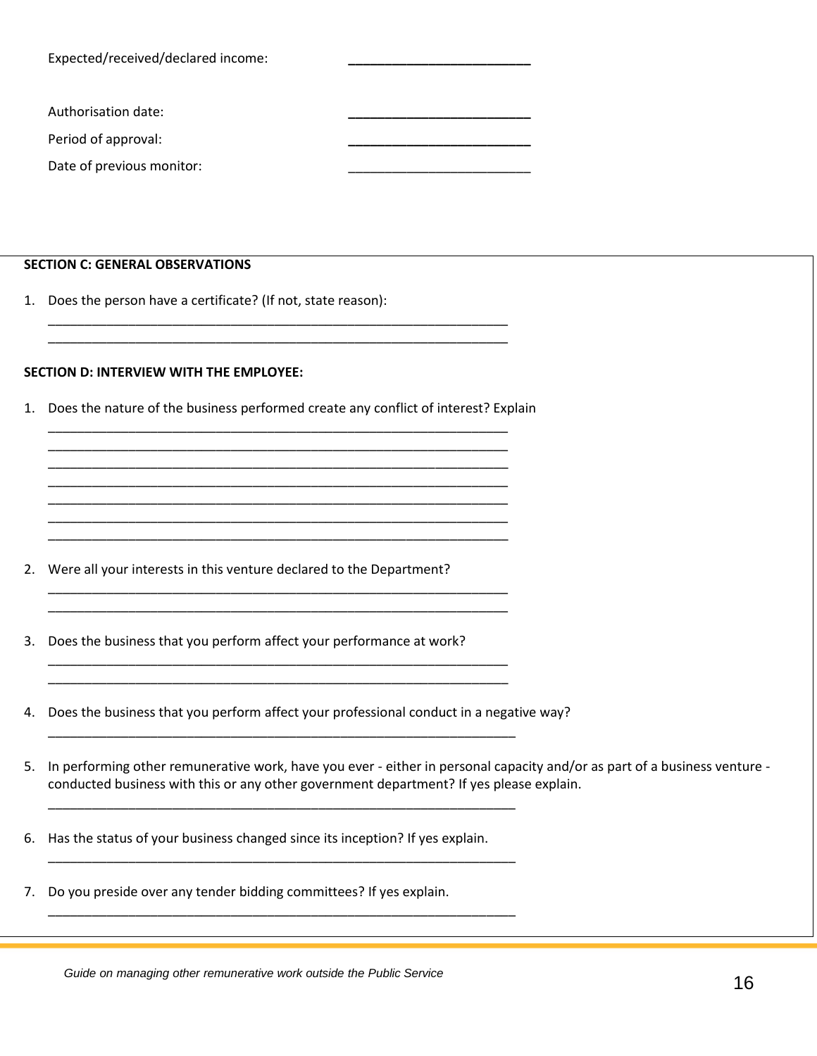Expected/received/declared income: _________________________

Authorisation date: _________________________

Period of approval: _________________________

Date of previous monitor: _________________________

**SECTION C: GENERAL OBSERVATIONS**

1. Does the person have a certificate? (If not, state reason):

   _________________________________________________________________
   _________________________________________________________________

**SECTION D: INTERVIEW WITH THE EMPLOYEE:**

1. Does the nature of the business performed create any conflict of interest? Explain

   _________________________________________________________________
   _________________________________________________________________
   _________________________________________________________________
   _________________________________________________________________
   _________________________________________________________________
   _________________________________________________________________
   _________________________________________________________________

2. Were all your interests in this venture declared to the Department?

   _________________________________________________________________
   _________________________________________________________________

3. Does the business that you perform affect your performance at work?

   _________________________________________________________________
   _________________________________________________________________

4. Does the business that you perform affect your professional conduct in a negative way?

   _________________________________________________________________

5. In performing other remunerative work, have you ever - either in personal capacity and/or as part of a business venture - conducted business with this or any other government department? If yes please explain.

   _________________________________________________________________

6. Has the status of your business changed since its inception? If yes explain.

   _________________________________________________________________

7. Do you preside over any tender bidding committees? If yes explain.

   _________________________________________________________________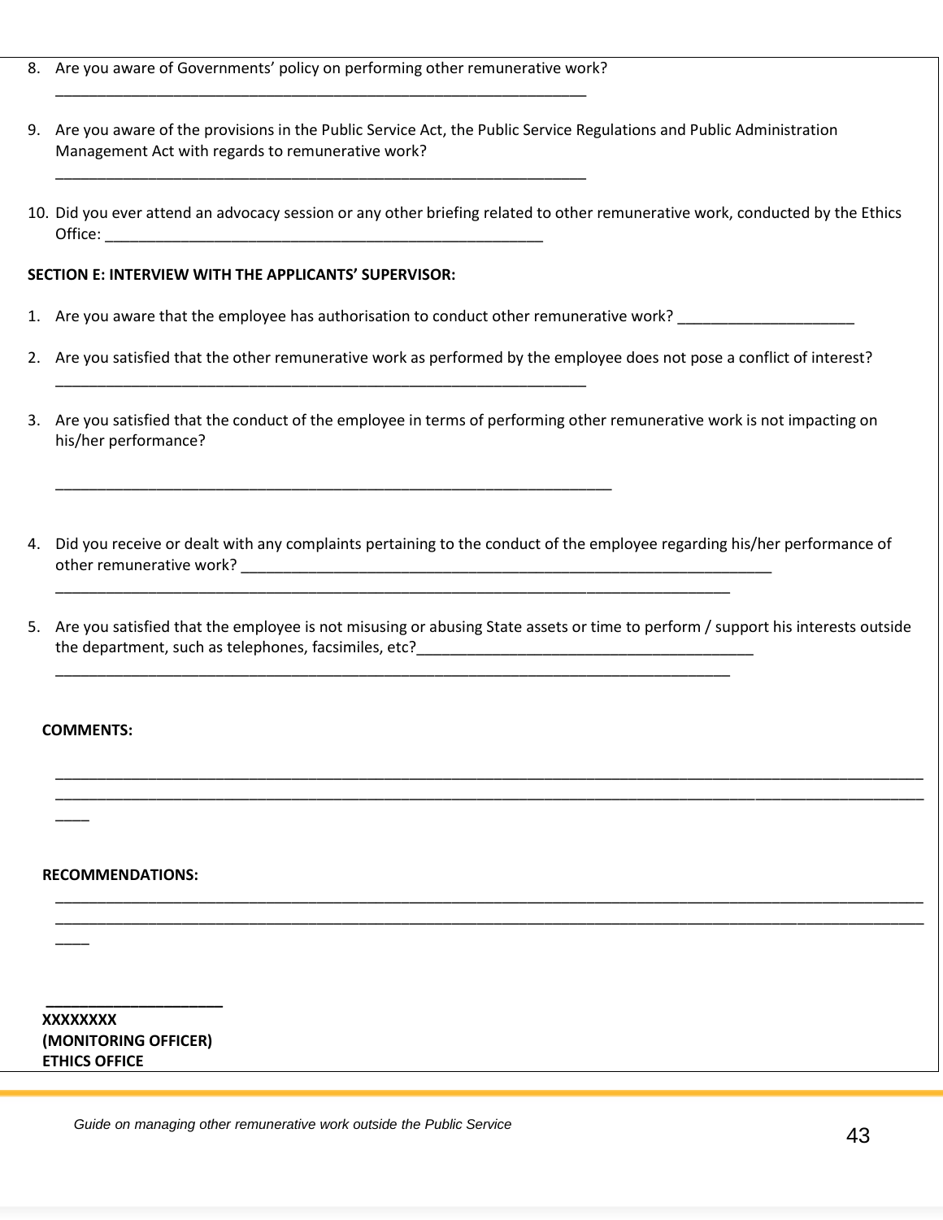8. Are you aware of Governments' policy on performing other remunerative work?

   ________________________________________________________________

9. Are you aware of the provisions in the Public Service Act, the Public Service Regulations and Public Administration Management Act with regards to remunerative work?

   ________________________________________________________________

10. Did you ever attend an advocacy session or any other briefing related to other remunerative work, conducted by the Ethics Office: ______________________________________________________

**SECTION E: INTERVIEW WITH THE APPLICANTS' SUPERVISOR:**

1. Are you aware that the employee has authorisation to conduct other remunerative work? _____________________

2. Are you satisfied that the other remunerative work as performed by the employee does not pose a conflict of interest?

   ________________________________________________________________

3. Are you satisfied that the conduct of the employee in terms of performing other remunerative work is not impacting on his/her performance?

   ____________________________________________________________________

4. Did you receive or dealt with any complaints pertaining to the conduct of the employee regarding his/her performance of other remunerative work? ____________________________________________________________________

   ___________________________________________________________________________________

5. Are you satisfied that the employee is not misusing or abusing State assets or time to perform / support his interests outside the department, such as telephones, facsimiles, etc?_________________________________________

   ___________________________________________________________________________________

**COMMENTS:**

______________________________________________________________________________________________________________
______________________________________________________________________________________________________________
____

**RECOMMENDATIONS:**

______________________________________________________________________________________________________________
______________________________________________________________________________________________________________
____

_____________________

**XXXXXXXX**
**(MONITORING OFFICER)**
**ETHICS OFFICE**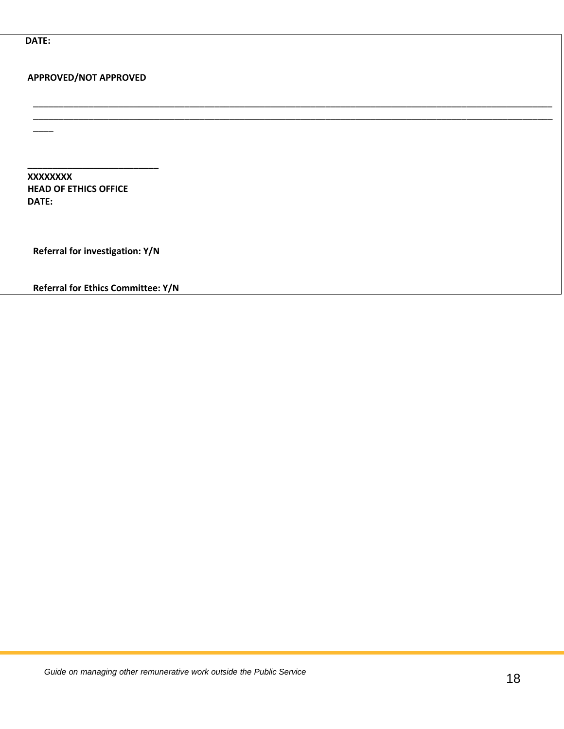**DATE:**

**APPROVED/NOT APPROVED**

______________________________________________________________________________________________
______________________________________________________________________________________________
____

**___________________________**
**XXXXXXXX**
**HEAD OF ETHICS OFFICE**
**DATE:**

**Referral for investigation: Y/N**

**Referral for Ethics Committee: Y/N**